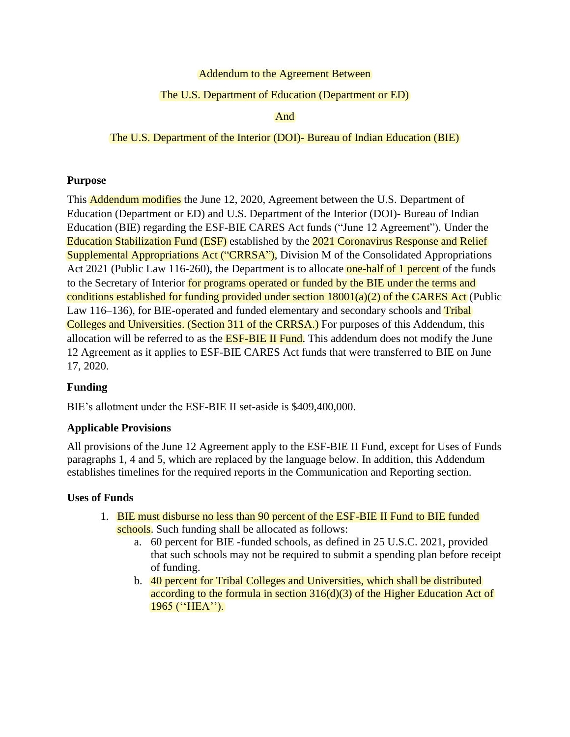Addendum to the Agreement Between

The U.S. Department of Education (Department or ED)

And

The U.S. Department of the Interior (DOI)- Bureau of Indian Education (BIE)

**Purpose**

This Addendum modifies the June 12, 2020, Agreement between the U.S. Department of Education (Department or ED) and U.S. Department of the Interior (DOI)- Bureau of Indian Education (BIE) regarding the ESF-BIE CARES Act funds ("June 12 Agreement"). Under the Education Stabilization Fund (ESF) established by the 2021 Coronavirus Response and Relief Supplemental Appropriations Act ("CRRSA"), Division M of the Consolidated Appropriations Act 2021 (Public Law 116-260), the Department is to allocate one-half of 1 percent of the funds to the Secretary of Interior for programs operated or funded by the BIE under the terms and conditions established for funding provided under section 18001(a)(2) of the CARES Act (Public Law 116–136), for BIE-operated and funded elementary and secondary schools and Tribal Colleges and Universities. (Section 311 of the CRRSA.) For purposes of this Addendum, this allocation will be referred to as the ESF-BIE II Fund. This addendum does not modify the June 12 Agreement as it applies to ESF-BIE CARES Act funds that were transferred to BIE on June 17, 2020.

**Funding**

BIE's allotment under the ESF-BIE II set-aside is $409,400,000.

**Applicable Provisions**

All provisions of the June 12 Agreement apply to the ESF-BIE II Fund, except for Uses of Funds paragraphs 1, 4 and 5, which are replaced by the language below. In addition, this Addendum establishes timelines for the required reports in the Communication and Reporting section.

**Uses of Funds**

1. BIE must disburse no less than 90 percent of the ESF-BIE II Fund to BIE funded schools. Such funding shall be allocated as follows:
    a. 60 percent for BIE -funded schools, as defined in 25 U.S.C. 2021, provided that such schools may not be required to submit a spending plan before receipt of funding.
    b. 40 percent for Tribal Colleges and Universities, which shall be distributed according to the formula in section 316(d)(3) of the Higher Education Act of 1965 (''HEA'').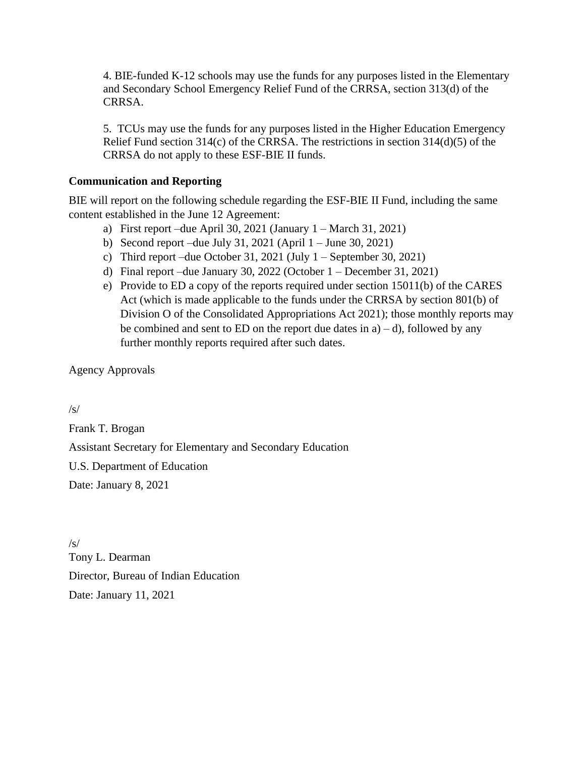4. BIE-funded K-12 schools may use the funds for any purposes listed in the Elementary and Secondary School Emergency Relief Fund of the CRRSA, section 313(d) of the CRRSA.

5. TCUs may use the funds for any purposes listed in the Higher Education Emergency Relief Fund section 314(c) of the CRRSA. The restrictions in section 314(d)(5) of the CRRSA do not apply to these ESF-BIE II funds.

**Communication and Reporting**

BIE will report on the following schedule regarding the ESF-BIE II Fund, including the same content established in the June 12 Agreement:

a) First report –due April 30, 2021 (January 1 – March 31, 2021)
b) Second report –due July 31, 2021 (April 1 – June 30, 2021)
c) Third report –due October 31, 2021 (July 1 – September 30, 2021)
d) Final report –due January 30, 2022 (October 1 – December 31, 2021)
e) Provide to ED a copy of the reports required under section 15011(b) of the CARES Act (which is made applicable to the funds under the CRRSA by section 801(b) of Division O of the Consolidated Appropriations Act 2021); those monthly reports may be combined and sent to ED on the report due dates in a) – d), followed by any further monthly reports required after such dates.

Agency Approvals

/s/

Frank T. Brogan

Assistant Secretary for Elementary and Secondary Education

U.S. Department of Education

Date: January 8, 2021

/s/

Tony L. Dearman

Director, Bureau of Indian Education

Date: January 11, 2021